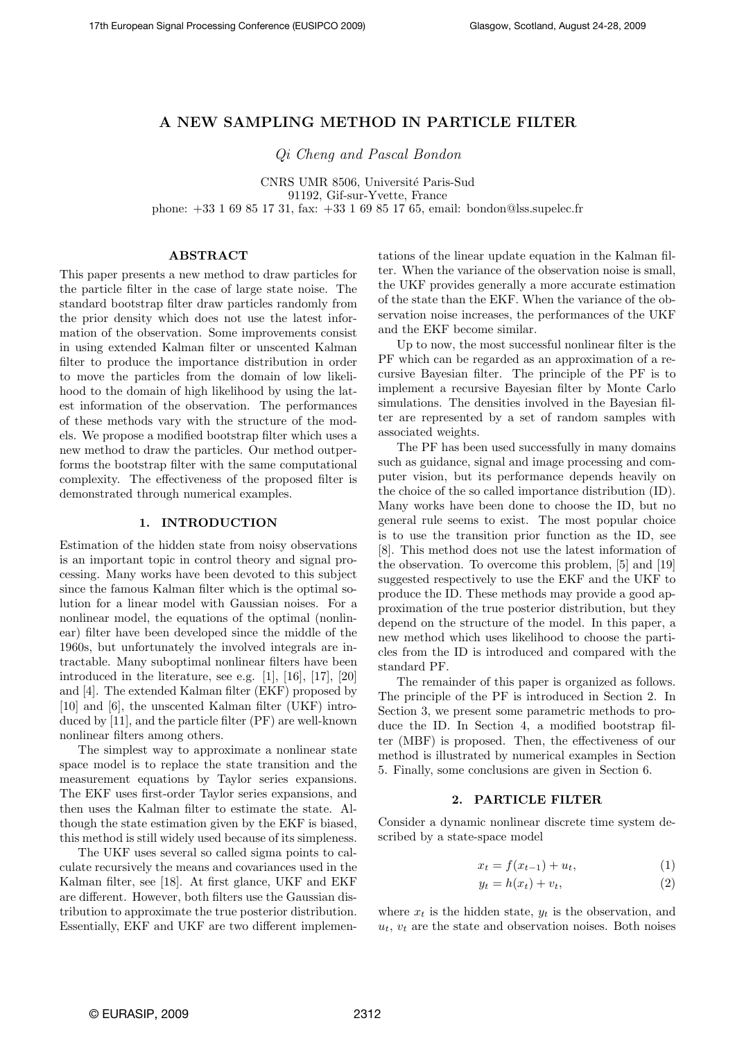# A NEW SAMPLING METHOD IN PARTICLE FILTER

*Qi Cheng and Pascal Bondon*

CNRS UMR 8506, Université Paris-Sud
91192, Gif-sur-Yvette, France
phone: +33 1 69 85 17 31, fax: +33 1 69 85 17 65, email: bondon@lss.supelec.fr

## ABSTRACT

This paper presents a new method to draw particles for the particle filter in the case of large state noise. The standard bootstrap filter draw particles randomly from the prior density which does not use the latest information of the observation. Some improvements consist in using extended Kalman filter or unscented Kalman filter to produce the importance distribution in order to move the particles from the domain of low likelihood to the domain of high likelihood by using the latest information of the observation. The performances of these methods vary with the structure of the models. We propose a modified bootstrap filter which uses a new method to draw the particles. Our method outperforms the bootstrap filter with the same computational complexity. The effectiveness of the proposed filter is demonstrated through numerical examples.

## 1. INTRODUCTION

Estimation of the hidden state from noisy observations is an important topic in control theory and signal processing. Many works have been devoted to this subject since the famous Kalman filter which is the optimal solution for a linear model with Gaussian noises. For a nonlinear model, the equations of the optimal (nonlinear) filter have been developed since the middle of the 1960s, but unfortunately the involved integrals are intractable. Many suboptimal nonlinear filters have been introduced in the literature, see e.g. [1], [16], [17], [20] and [4]. The extended Kalman filter (EKF) proposed by [10] and [6], the unscented Kalman filter (UKF) introduced by [11], and the particle filter (PF) are well-known nonlinear filters among others.

The simplest way to approximate a nonlinear state space model is to replace the state transition and the measurement equations by Taylor series expansions. The EKF uses first-order Taylor series expansions, and then uses the Kalman filter to estimate the state. Although the state estimation given by the EKF is biased, this method is still widely used because of its simpleness.

The UKF uses several so called sigma points to calculate recursively the means and covariances used in the Kalman filter, see [18]. At first glance, UKF and EKF are different. However, both filters use the Gaussian distribution to approximate the true posterior distribution. Essentially, EKF and UKF are two different implementations of the linear update equation in the Kalman filter. When the variance of the observation noise is small, the UKF provides generally a more accurate estimation of the state than the EKF. When the variance of the observation noise increases, the performances of the UKF and the EKF become similar.

Up to now, the most successful nonlinear filter is the PF which can be regarded as an approximation of a recursive Bayesian filter. The principle of the PF is to implement a recursive Bayesian filter by Monte Carlo simulations. The densities involved in the Bayesian filter are represented by a set of random samples with associated weights.

The PF has been used successfully in many domains such as guidance, signal and image processing and computer vision, but its performance depends heavily on the choice of the so called importance distribution (ID). Many works have been done to choose the ID, but no general rule seems to exist. The most popular choice is to use the transition prior function as the ID, see [8]. This method does not use the latest information of the observation. To overcome this problem, [5] and [19] suggested respectively to use the EKF and the UKF to produce the ID. These methods may provide a good approximation of the true posterior distribution, but they depend on the structure of the model. In this paper, a new method which uses likelihood to choose the particles from the ID is introduced and compared with the standard PF.

The remainder of this paper is organized as follows. The principle of the PF is introduced in Section 2. In Section 3, we present some parametric methods to produce the ID. In Section 4, a modified bootstrap filter (MBF) is proposed. Then, the effectiveness of our method is illustrated by numerical examples in Section 5. Finally, some conclusions are given in Section 6.

## 2. PARTICLE FILTER

Consider a dynamic nonlinear discrete time system described by a state-space model

$$x_t = f(x_{t-1}) + u_t, \tag{1}$$

$$y_t = h(x_t) + v_t, \tag{2}$$

where $x_t$ is the hidden state, $y_t$ is the observation, and $u_t$, $v_t$ are the state and observation noises. Both noises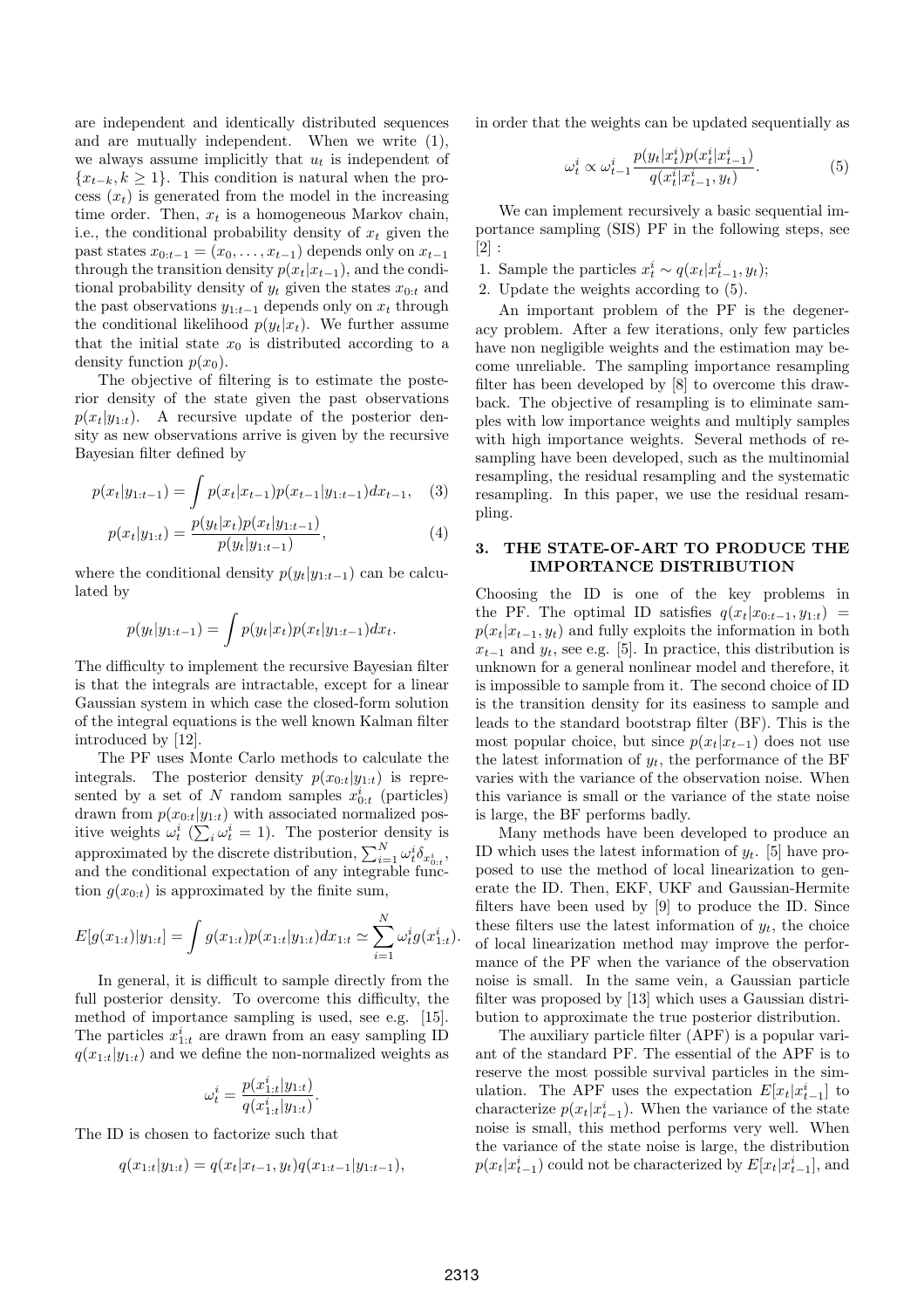are independent and identically distributed sequences and are mutually independent. When we write (1), we always assume implicitly that $u_t$ is independent of $\{x_{t-k}, k \geq 1\}$. This condition is natural when the process $(x_t)$ is generated from the model in the increasing time order. Then, $x_t$ is a homogeneous Markov chain, i.e., the conditional probability density of $x_t$ given the past states $x_{0:t-1} = (x_0, \ldots, x_{t-1})$ depends only on $x_{t-1}$ through the transition density $p(x_t|x_{t-1})$, and the conditional probability density of $y_t$ given the states $x_{0:t}$ and the past observations $y_{1:t-1}$ depends only on $x_t$ through the conditional likelihood $p(y_t|x_t)$. We further assume that the initial state $x_0$ is distributed according to a density function $p(x_0)$.

The objective of filtering is to estimate the posterior density of the state given the past observations $p(x_t|y_{1:t})$. A recursive update of the posterior density as new observations arrive is given by the recursive Bayesian filter defined by

$$p(x_t|y_{1:t-1}) = \int p(x_t|x_{t-1})p(x_{t-1}|y_{1:t-1})dx_{t-1}, \quad (3)$$

$$p(x_t|y_{1:t}) = \frac{p(y_t|x_t)p(x_t|y_{1:t-1})}{p(y_t|y_{1:t-1})}, \quad (4)$$

where the conditional density $p(y_t|y_{1:t-1})$ can be calculated by

$$p(y_t|y_{1:t-1}) = \int p(y_t|x_t)p(x_t|y_{1:t-1})dx_t.$$

The difficulty to implement the recursive Bayesian filter is that the integrals are intractable, except for a linear Gaussian system in which case the closed-form solution of the integral equations is the well known Kalman filter introduced by [12].

The PF uses Monte Carlo methods to calculate the integrals. The posterior density $p(x_{0:t}|y_{1:t})$ is represented by a set of $N$ random samples $x_{0:t}^i$ (particles) drawn from $p(x_{0:t}|y_{1:t})$ with associated normalized positive weights $\omega_t^i$ ($\sum_i \omega_t^i = 1$). The posterior density is approximated by the discrete distribution, $\sum_{i=1}^N \omega_t^i \delta_{x_{0:t}^i}$, and the conditional expectation of any integrable function $g(x_{0:t})$ is approximated by the finite sum,

$$E[g(x_{1:t})|y_{1:t}] = \int g(x_{1:t})p(x_{1:t}|y_{1:t})dx_{1:t} \simeq \sum_{i=1}^N \omega_t^i g(x_{1:t}^i).$$

In general, it is difficult to sample directly from the full posterior density. To overcome this difficulty, the method of importance sampling is used, see e.g. [15]. The particles $x_{1:t}^i$ are drawn from an easy sampling ID $q(x_{1:t}|y_{1:t})$ and we define the non-normalized weights as

$$\omega_t^i = \frac{p(x_{1:t}^i|y_{1:t})}{q(x_{1:t}^i|y_{1:t})}.$$

The ID is chosen to factorize such that

$$q(x_{1:t}|y_{1:t}) = q(x_t|x_{t-1}, y_t)q(x_{1:t-1}|y_{1:t-1}),$$

in order that the weights can be updated sequentially as

$$\omega_t^i \propto \omega_{t-1}^i \frac{p(y_t|x_t^i)p(x_t^i|x_{t-1}^i)}{q(x_t^i|x_{t-1}^i, y_t)}. \quad (5)$$

We can implement recursively a basic sequential importance sampling (SIS) PF in the following steps, see [2] :

1. Sample the particles $x_t^i \sim q(x_t|x_{t-1}^i, y_t)$;
2. Update the weights according to (5).

An important problem of the PF is the degeneracy problem. After a few iterations, only few particles have non negligible weights and the estimation may become unreliable. The sampling importance resampling filter has been developed by [8] to overcome this drawback. The objective of resampling is to eliminate samples with low importance weights and multiply samples with high importance weights. Several methods of resampling have been developed, such as the multinomial resampling, the residual resampling and the systematic resampling. In this paper, we use the residual resampling.

## 3. THE STATE-OF-ART TO PRODUCE THE IMPORTANCE DISTRIBUTION

Choosing the ID is one of the key problems in the PF. The optimal ID satisfies $q(x_t|x_{0:t-1}, y_{1:t}) = p(x_t|x_{t-1}, y_t)$ and fully exploits the information in both $x_{t-1}$ and $y_t$, see e.g. [5]. In practice, this distribution is unknown for a general nonlinear model and therefore, it is impossible to sample from it. The second choice of ID is the transition density for its easiness to sample and leads to the standard bootstrap filter (BF). This is the most popular choice, but since $p(x_t|x_{t-1})$ does not use the latest information of $y_t$, the performance of the BF varies with the variance of the observation noise. When this variance is small or the variance of the state noise is large, the BF performs badly.

Many methods have been developed to produce an ID which uses the latest information of $y_t$. [5] have proposed to use the method of local linearization to generate the ID. Then, EKF, UKF and Gaussian-Hermite filters have been used by [9] to produce the ID. Since these filters use the latest information of $y_t$, the choice of local linearization method may improve the performance of the PF when the variance of the observation noise is small. In the same vein, a Gaussian particle filter was proposed by [13] which uses a Gaussian distribution to approximate the true posterior distribution.

The auxiliary particle filter (APF) is a popular variant of the standard PF. The essential of the APF is to reserve the most possible survival particles in the simulation. The APF uses the expectation $E[x_t|x_{t-1}^i]$ to characterize $p(x_t|x_{t-1}^i)$. When the variance of the state noise is small, this method performs very well. When the variance of the state noise is large, the distribution $p(x_t|x_{t-1}^i)$ could not be characterized by $E[x_t|x_{t-1}^i]$, and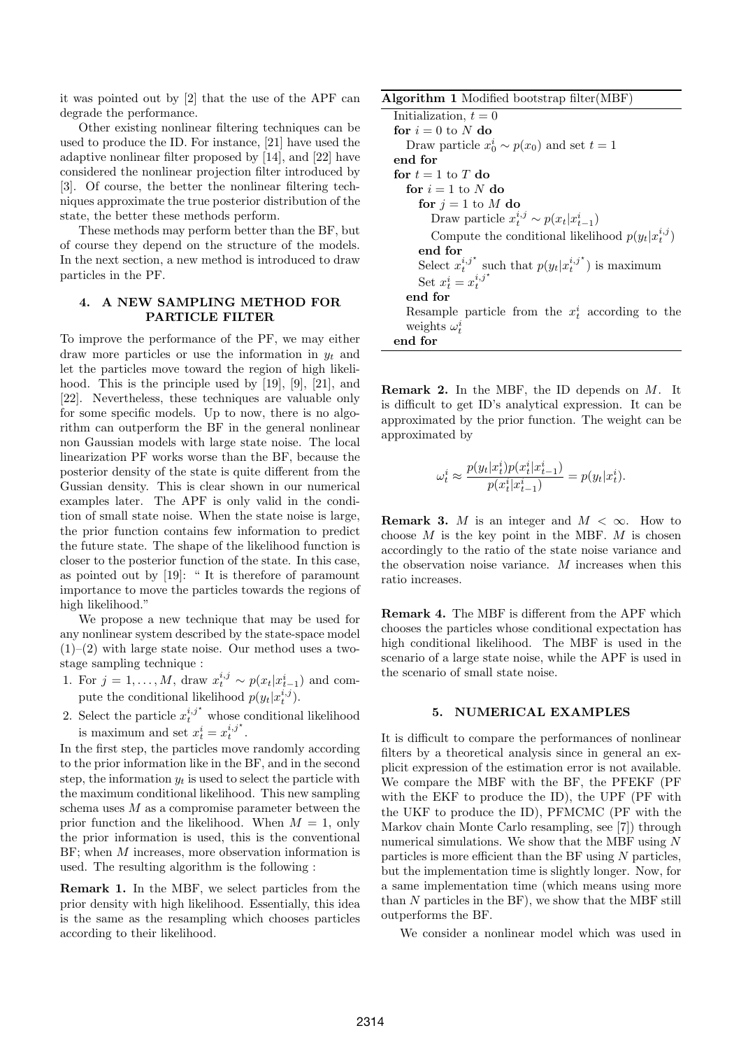it was pointed out by [2] that the use of the APF can degrade the performance.

Other existing nonlinear filtering techniques can be used to produce the ID. For instance, [21] have used the adaptive nonlinear filter proposed by [14], and [22] have considered the nonlinear projection filter introduced by [3]. Of course, the better the nonlinear filtering techniques approximate the true posterior distribution of the state, the better these methods perform.

These methods may perform better than the BF, but of course they depend on the structure of the models. In the next section, a new method is introduced to draw particles in the PF.

## 4. A NEW SAMPLING METHOD FOR PARTICLE FILTER

To improve the performance of the PF, we may either draw more particles or use the information in $y_t$ and let the particles move toward the region of high likelihood. This is the principle used by [19], [9], [21], and [22]. Nevertheless, these techniques are valuable only for some specific models. Up to now, there is no algorithm can outperform the BF in the general nonlinear non Gaussian models with large state noise. The local linearization PF works worse than the BF, because the posterior density of the state is quite different from the Gussian density. This is clear shown in our numerical examples later. The APF is only valid in the condition of small state noise. When the state noise is large, the prior function contains few information to predict the future state. The shape of the likelihood function is closer to the posterior function of the state. In this case, as pointed out by [19]: " It is therefore of paramount importance to move the particles towards the regions of high likelihood."

We propose a new technique that may be used for any nonlinear system described by the state-space model (1)–(2) with large state noise. Our method uses a two-stage sampling technique :

1. For $j = 1, \ldots, M$, draw $x_t^{i,j} \sim p(x_t|x_{t-1}^i)$ and compute the conditional likelihood $p(y_t|x_t^{i,j})$.
2. Select the particle $x_t^{i,j^\star}$ whose conditional likelihood is maximum and set $x_t^i = x_t^{i,j^\star}$.

In the first step, the particles move randomly according to the prior information like in the BF, and in the second step, the information $y_t$ is used to select the particle with the maximum conditional likelihood. This new sampling schema uses $M$ as a compromise parameter between the prior function and the likelihood. When $M = 1$, only the prior information is used, this is the conventional BF; when $M$ increases, more observation information is used. The resulting algorithm is the following :

**Algorithm 1** Modified bootstrap filter(MBF)

```
Initialization, t = 0
for i = 0 to N do
    Draw particle x_0^i ~ p(x_0) and set t = 1
end for
for t = 1 to T do
    for i = 1 to N do
        for j = 1 to M do
            Draw particle x_t^{i,j} ~ p(x_t|x_{t-1}^i)
            Compute the conditional likelihood p(y_t|x_t^{i,j})
        end for
        Select x_t^{i,j*} such that p(y_t|x_t^{i,j*}) is maximum
        Set x_t^i = x_t^{i,j*}
    end for
    Resample particle from the x_t^i according to the weights ω_t^i
end for
```

**Remark 1.** In the MBF, we select particles from the prior density with high likelihood. Essentially, this idea is the same as the resampling which chooses particles according to their likelihood.

**Remark 2.** In the MBF, the ID depends on $M$. It is difficult to get ID's analytical expression. It can be approximated by the prior function. The weight can be approximated by

$$\omega_t^i \approx \frac{p(y_t|x_t^i)p(x_t^i|x_{t-1}^i)}{p(x_t^i|x_{t-1}^i)} = p(y_t|x_t^i).$$

**Remark 3.** $M$ is an integer and $M < \infty$. How to choose $M$ is the key point in the MBF. $M$ is chosen accordingly to the ratio of the state noise variance and the observation noise variance. $M$ increases when this ratio increases.

**Remark 4.** The MBF is different from the APF which chooses the particles whose conditional expectation has high conditional likelihood. The MBF is used in the scenario of a large state noise, while the APF is used in the scenario of small state noise.

## 5. NUMERICAL EXAMPLES

It is difficult to compare the performances of nonlinear filters by a theoretical analysis since in general an explicit expression of the estimation error is not available. We compare the MBF with the BF, the PFEKF (PF with the EKF to produce the ID), the UPF (PF with the UKF to produce the ID), PFMCMC (PF with the Markov chain Monte Carlo resampling, see [7]) through numerical simulations. We show that the MBF using $N$ particles is more efficient than the BF using $N$ particles, but the implementation time is slightly longer. Now, for a same implementation time (which means using more than $N$ particles in the BF), we show that the MBF still outperforms the BF.

We consider a nonlinear model which was used in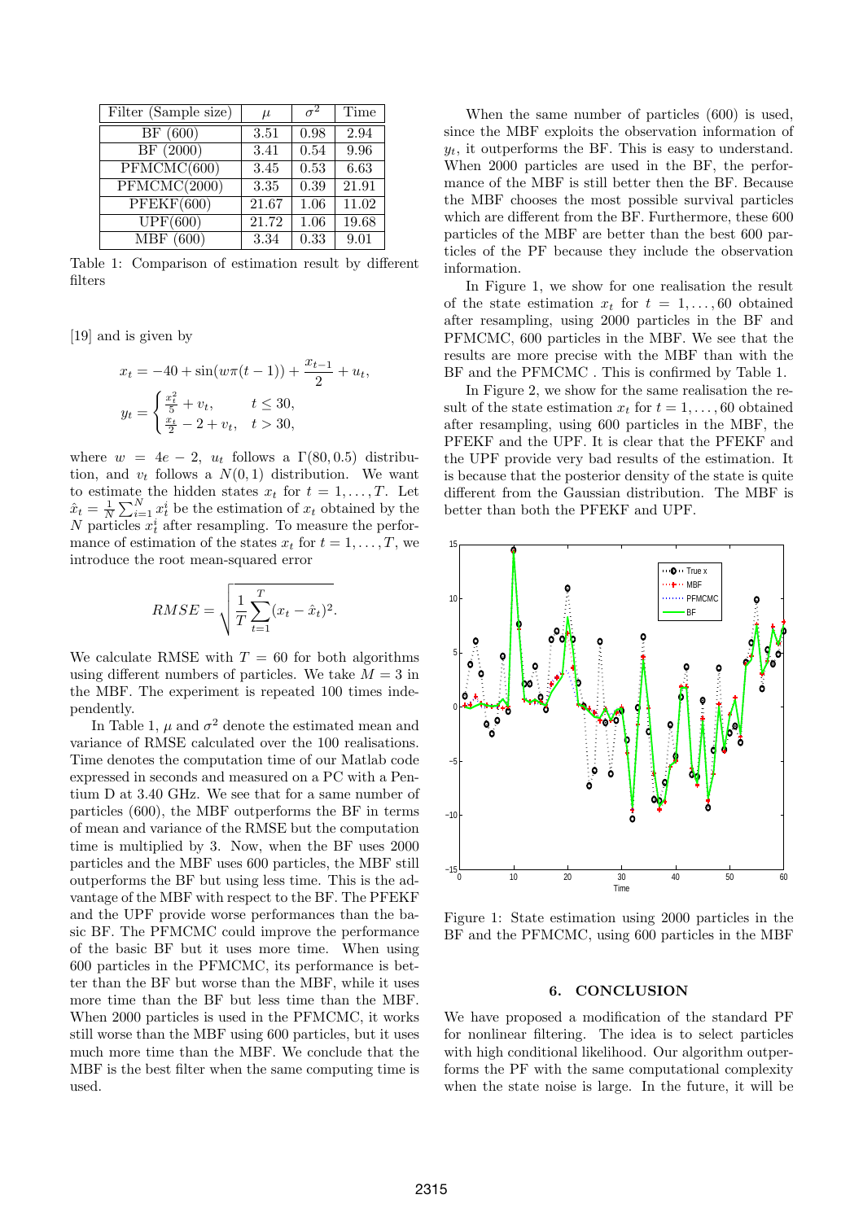| Filter (Sample size) | $\mu$ | $\sigma^2$ | Time |
|---|---|---|---|
| BF (600) | 3.51 | 0.98 | 2.94 |
| BF (2000) | 3.41 | 0.54 | 9.96 |
| PFMCMC(600) | 3.45 | 0.53 | 6.63 |
| PFMCMC(2000) | 3.35 | 0.39 | 21.91 |
| PFEKF(600) | 21.67 | 1.06 | 11.02 |
| UPF(600) | 21.72 | 1.06 | 19.68 |
| MBF (600) | 3.34 | 0.33 | 9.01 |

Table 1: Comparison of estimation result by different filters

[19] and is given by

$$x_t = -40 + \sin(w\pi(t-1)) + \frac{x_{t-1}}{2} + u_t,$$

$$y_t = \begin{cases} \frac{x_t^2}{5} + v_t, & t \leq 30, \\ \frac{x_t}{2} - 2 + v_t, & t > 30, \end{cases}$$

where $w = 4e - 2$, $u_t$ follows a $\Gamma(80, 0.5)$ distribution, and $v_t$ follows a $N(0,1)$ distribution. We want to estimate the hidden states $x_t$ for $t = 1, \ldots, T$. Let $\hat{x}_t = \frac{1}{N}\sum_{i=1}^{N} x_t^i$ be the estimation of $x_t$ obtained by the $N$ particles $x_t^i$ after resampling. To measure the performance of estimation of the states $x_t$ for $t = 1, \ldots, T$, we introduce the root mean-squared error

$$RMSE = \sqrt{\frac{1}{T}\sum_{t=1}^{T}(x_t - \hat{x}_t)^2}.$$

We calculate RMSE with $T = 60$ for both algorithms using different numbers of particles. We take $M = 3$ in the MBF. The experiment is repeated 100 times independently.

In Table 1, $\mu$ and $\sigma^2$ denote the estimated mean and variance of RMSE calculated over the 100 realisations. Time denotes the computation time of our Matlab code expressed in seconds and measured on a PC with a Pentium D at 3.40 GHz. We see that for a same number of particles (600), the MBF outperforms the BF in terms of mean and variance of the RMSE but the computation time is multiplied by 3. Now, when the BF uses 2000 particles and the MBF uses 600 particles, the MBF still outperforms the BF but using less time. This is the advantage of the MBF with respect to the BF. The PFEKF and the UPF provide worse performances than the basic BF. The PFMCMC could improve the performance of the basic BF but it uses more time. When using 600 particles in the PFMCMC, its performance is better than the BF but worse than the MBF, while it uses more time than the BF but less time than the MBF. When 2000 particles is used in the PFMCMC, it works still worse than the MBF using 600 particles, but it uses much more time than the MBF. We conclude that the MBF is the best filter when the same computing time is used.

When the same number of particles (600) is used, since the MBF exploits the observation information of $y_t$, it outperforms the BF. This is easy to understand. When 2000 particles are used in the BF, the performance of the MBF is still better then the BF. Because the MBF chooses the most possible survival particles which are different from the BF. Furthermore, these 600 particles of the MBF are better than the best 600 particles of the PF because they include the observation information.

In Figure 1, we show for one realisation the result of the state estimation $x_t$ for $t = 1, \ldots, 60$ obtained after resampling, using 2000 particles in the BF and PFMCMC, 600 particles in the MBF. We see that the results are more precise with the MBF than with the BF and the PFMCMC . This is confirmed by Table 1.

In Figure 2, we show for the same realisation the result of the state estimation $x_t$ for $t = 1, \ldots, 60$ obtained after resampling, using 600 particles in the MBF, the PFEKF and the UPF. It is clear that the PFEKF and the UPF provide very bad results of the estimation. It is because that the posterior density of the state is quite different from the Gaussian distribution. The MBF is better than both the PFEKF and UPF.

Figure 1: State estimation using 2000 particles in the BF and the PFMCMC, using 600 particles in the MBF

## 6. CONCLUSION

We have proposed a modification of the standard PF for nonlinear filtering. The idea is to select particles with high conditional likelihood. Our algorithm outperforms the PF with the same computational complexity when the state noise is large. In the future, it will be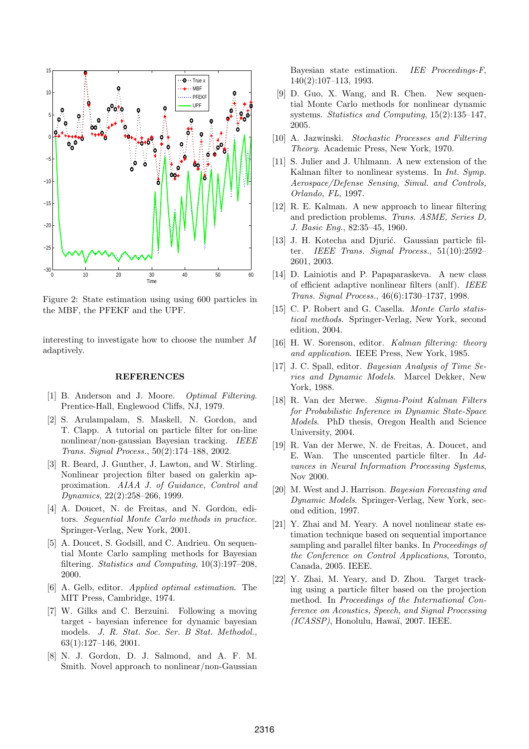15
10
5
0
-5
-10
-15
-20
-25
-30
0 10 20 30 40 50 60
Time

True x
MBF
PFEKF
UPF

Figure 2: State estimation using using 600 particles in the MBF, the PFEKF and the UPF.

interesting to investigate how to choose the number $M$ adaptively.

## REFERENCES

[1] B. Anderson and J. Moore. *Optimal Filtering*. Prentice-Hall, Englewood Cliffs, NJ, 1979.

[2] S. Arulampalam, S. Maskell, N. Gordon, and T. Clapp. A tutorial on particle filter for on-line nonlinear/non-gaussian Bayesian tracking. *IEEE Trans. Signal Process.*, 50(2):174–188, 2002.

[3] R. Beard, J. Gunther, J. Lawton, and W. Stirling. Nonlinear projection filter based on galerkin approximation. *AIAA J. of Guidance, Control and Dynamics*, 22(2):258–266, 1999.

[4] A. Doucet, N. de Freitas, and N. Gordon, editors. *Sequential Monte Carlo methods in practice*. Springer-Verlag, New York, 2001.

[5] A. Doucet, S. Godsill, and C. Andrieu. On sequential Monte Carlo sampling methods for Bayesian filtering. *Statistics and Computing*, 10(3):197–208, 2000.

[6] A. Gelb, editor. *Applied optimal estimation*. The MIT Press, Cambridge, 1974.

[7] W. Gilks and C. Berzuini. Following a moving target - bayesian inference for dynamic bayesian models. *J. R. Stat. Soc. Ser. B Stat. Methodol.*, 63(1):127–146, 2001.

[8] N. J. Gordon, D. J. Salmond, and A. F. M. Smith. Novel approach to nonlinear/non-Gaussian Bayesian state estimation. *IEE Proceedings-F*, 140(2):107–113, 1993.

[9] D. Guo, X. Wang, and R. Chen. New sequential Monte Carlo methods for nonlinear dynamic systems. *Statistics and Computing*, 15(2):135–147, 2005.

[10] A. Jazwinski. *Stochastic Processes and Filtering Theory*. Academic Press, New York, 1970.

[11] S. Julier and J. Uhlmann. A new extension of the Kalman filter to nonlinear systems. In *Int. Symp. Aerospace/Defense Sensing, Simul. and Controls, Orlando, FL*, 1997.

[12] R. E. Kalman. A new approach to linear filtering and prediction problems. *Trans. ASME, Series D, J. Basic Eng.*, 82:35–45, 1960.

[13] J. H. Kotecha and Djurić. Gaussian particle filter. *IEEE Trans. Signal Process.*, 51(10):2592–2601, 2003.

[14] D. Lainiotis and P. Papaparaskeva. A new class of efficient adaptive nonlinear filters (anlf). *IEEE Trans. Signal Process.*, 46(6):1730–1737, 1998.

[15] C. P. Robert and G. Casella. *Monte Carlo statistical methods*. Springer-Verlag, New York, second edition, 2004.

[16] H. W. Sorenson, editor. *Kalman filtering: theory and application*. IEEE Press, New York, 1985.

[17] J. C. Spall, editor. *Bayesian Analysis of Time Series and Dynamic Models*. Marcel Dekker, New York, 1988.

[18] R. Van der Merwe. *Sigma-Point Kalman Filters for Probabilistic Inference in Dynamic State-Space Models*. PhD thesis, Oregon Health and Science University, 2004.

[19] R. Van der Merwe, N. de Freitas, A. Doucet, and E. Wan. The unscented particle filter. In *Advances in Neural Information Processing Systems*, Nov 2000.

[20] M. West and J. Harrison. *Bayesian Forecasting and Dynamic Models*. Springer-Verlag, New York, second edition, 1997.

[21] Y. Zhai and M. Yeary. A novel nonlinear state estimation technique based on sequential importance sampling and parallel filter banks. In *Proceedings of the Conference on Control Applications*, Toronto, Canada, 2005. IEEE.

[22] Y. Zhai, M. Yeary, and D. Zhou. Target tracking using a particle filter based on the projection method. In *Proceedings of the International Conference on Acoustics, Speech, and Signal Processing (ICASSP)*, Honolulu, Hawaï, 2007. IEEE.